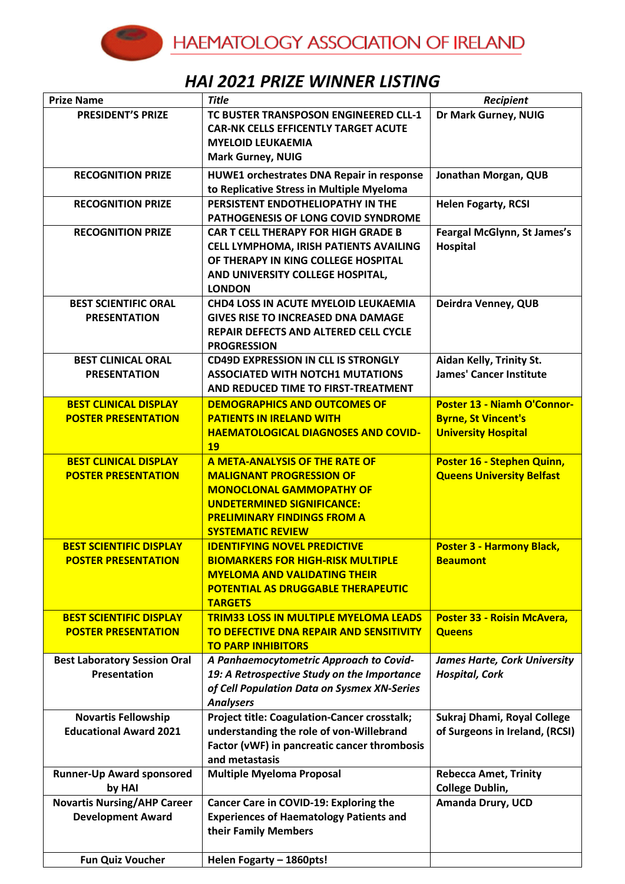HAEMATOLOGY ASSOCIATION OF IRELAND

# *HAI 2021 PRIZE WINNER LISTING*

| Prize Name | *Title* | *Recipient* |
|---|---|---|
| **PRESIDENT'S PRIZE** | **TC BUSTER TRANSPOSON ENGINEERED CLL-1 CAR-NK CELLS EFFICENTLY TARGET ACUTE MYELOID LEUKAEMIA Mark Gurney, NUIG** | **Dr Mark Gurney, NUIG** |
| **RECOGNITION PRIZE** | **HUWE1 orchestrates DNA Repair in response to Replicative Stress in Multiple Myeloma** | **Jonathan Morgan, QUB** |
| **RECOGNITION PRIZE** | **PERSISTENT ENDOTHELIOPATHY IN THE PATHOGENESIS OF LONG COVID SYNDROME** | **Helen Fogarty, RCSI** |
| **RECOGNITION PRIZE** | **CAR T CELL THERAPY FOR HIGH GRADE B CELL LYMPHOMA, IRISH PATIENTS AVAILING OF THERAPY IN KING COLLEGE HOSPITAL AND UNIVERSITY COLLEGE HOSPITAL, LONDON** | **Feargal McGlynn, St James's Hospital** |
| **BEST SCIENTIFIC ORAL PRESENTATION** | **CHD4 LOSS IN ACUTE MYELOID LEUKAEMIA GIVES RISE TO INCREASED DNA DAMAGE REPAIR DEFECTS AND ALTERED CELL CYCLE PROGRESSION** | **Deirdra Venney, QUB** |
| **BEST CLINICAL ORAL PRESENTATION** | **CD49D EXPRESSION IN CLL IS STRONGLY ASSOCIATED WITH NOTCH1 MUTATIONS AND REDUCED TIME TO FIRST-TREATMENT** | **Aidan Kelly, Trinity St. James' Cancer Institute** |
| **BEST CLINICAL DISPLAY POSTER PRESENTATION** | **DEMOGRAPHICS AND OUTCOMES OF PATIENTS IN IRELAND WITH HAEMATOLOGICAL DIAGNOSES AND COVID-19** | **Poster 13 - Niamh O'Connor-Byrne, St Vincent's University Hospital** |
| **BEST CLINICAL DISPLAY POSTER PRESENTATION** | **A META-ANALYSIS OF THE RATE OF MALIGNANT PROGRESSION OF MONOCLONAL GAMMOPATHY OF UNDETERMINED SIGNIFICANCE: PRELIMINARY FINDINGS FROM A SYSTEMATIC REVIEW** | **Poster 16 - Stephen Quinn, Queens University Belfast** |
| **BEST SCIENTIFIC DISPLAY POSTER PRESENTATION** | **IDENTIFYING NOVEL PREDICTIVE BIOMARKERS FOR HIGH-RISK MULTIPLE MYELOMA AND VALIDATING THEIR POTENTIAL AS DRUGGABLE THERAPEUTIC TARGETS** | **Poster 3 - Harmony Black, Beaumont** |
| **BEST SCIENTIFIC DISPLAY POSTER PRESENTATION** | **TRIM33 LOSS IN MULTIPLE MYELOMA LEADS TO DEFECTIVE DNA REPAIR AND SENSITIVITY TO PARP INHIBITORS** | **Poster 33 - Roisin McAvera, Queens** |
| **Best Laboratory Session Oral Presentation** | ***A Panhaemocytometric Approach to Covid-19: A Retrospective Study on the Importance of Cell Population Data on Sysmex XN-Series Analysers*** | ***James Harte, Cork University Hospital, Cork*** |
| **Novartis Fellowship Educational Award 2021** | **Project title: Coagulation-Cancer crosstalk; understanding the role of von-Willebrand Factor (vWF) in pancreatic cancer thrombosis and metastasis** | **Sukraj Dhami, Royal College of Surgeons in Ireland, (RCSI)** |
| **Runner-Up Award sponsored by HAI** | **Multiple Myeloma Proposal** | **Rebecca Amet, Trinity College Dublin,** |
| **Novartis Nursing/AHP Career Development Award** | **Cancer Care in COVID-19: Exploring the Experiences of Haematology Patients and their Family Members** | **Amanda Drury, UCD** |
| **Fun Quiz Voucher** | **Helen Fogarty – 1860pts!** | |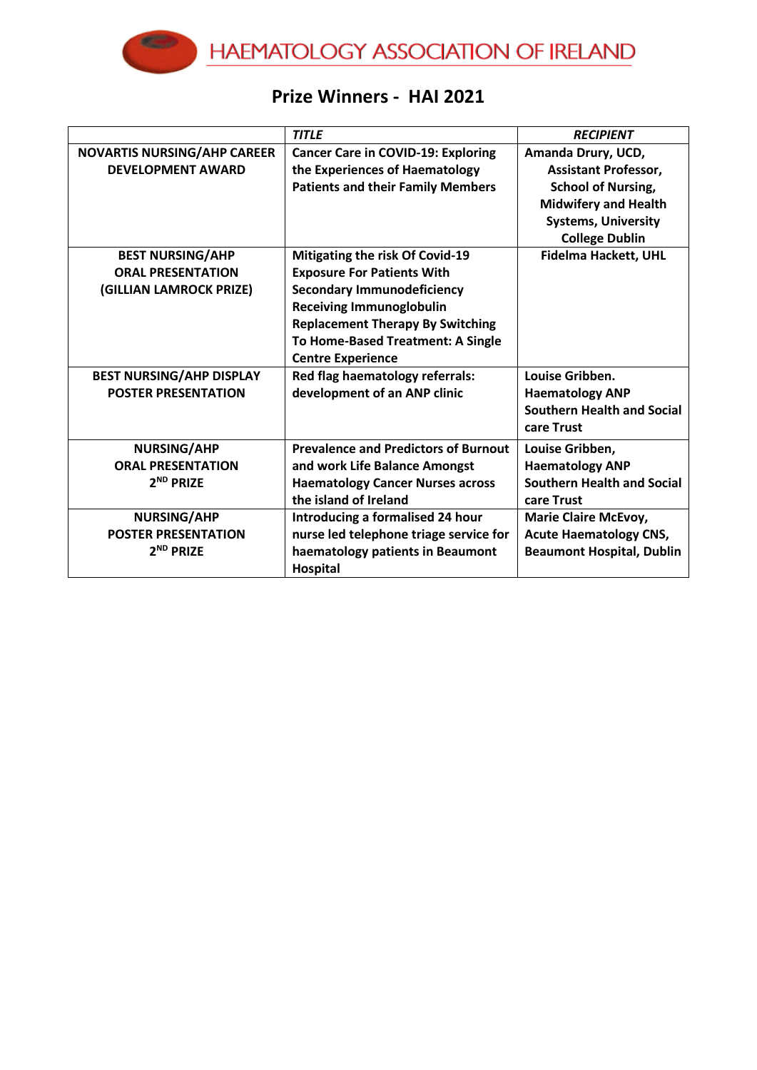HAEMATOLOGY ASSOCIATION OF IRELAND

# Prize Winners - HAI 2021

| | *TITLE* | *RECIPIENT* |
|---|---|---|
| **NOVARTIS NURSING/AHP CAREER DEVELOPMENT AWARD** | **Cancer Care in COVID-19: Exploring the Experiences of Haematology Patients and their Family Members** | **Amanda Drury, UCD, Assistant Professor, School of Nursing, Midwifery and Health Systems, University College Dublin** |
| **BEST NURSING/AHP ORAL PRESENTATION (GILLIAN LAMROCK PRIZE)** | **Mitigating the risk Of Covid-19 Exposure For Patients With Secondary Immunodeficiency Receiving Immunoglobulin Replacement Therapy By Switching To Home-Based Treatment: A Single Centre Experience** | **Fidelma Hackett, UHL** |
| **BEST NURSING/AHP DISPLAY POSTER PRESENTATION** | **Red flag haematology referrals: development of an ANP clinic** | **Louise Gribben. Haematology ANP Southern Health and Social care Trust** |
| **NURSING/AHP ORAL PRESENTATION 2ND PRIZE** | **Prevalence and Predictors of Burnout and work Life Balance Amongst Haematology Cancer Nurses across the island of Ireland** | **Louise Gribben, Haematology ANP Southern Health and Social care Trust** |
| **NURSING/AHP POSTER PRESENTATION 2ND PRIZE** | **Introducing a formalised 24 hour nurse led telephone triage service for haematology patients in Beaumont Hospital** | **Marie Claire McEvoy, Acute Haematology CNS, Beaumont Hospital, Dublin** |